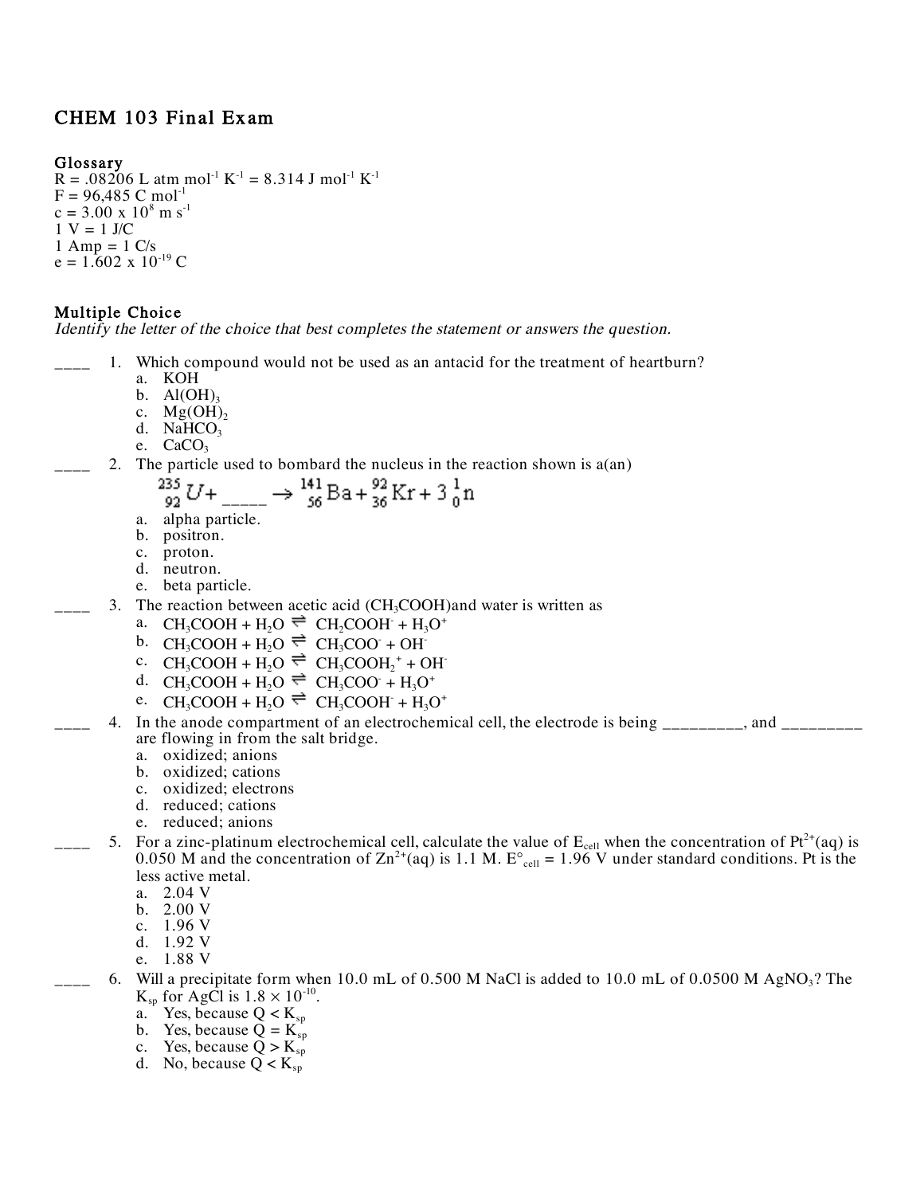# CHEM 103 Final Exam

## Glossary

R = .08206 L atm $mol^{-1}$ $K^{-1}$ = 8.314 J $mol^{-1}$ $K^{-1}$
F = 96,485 C $mol^{-1}$
c = 3.00 x $10^8$ m $s^{-1}$
1 V = 1 J/C
1 Amp = 1 C/s
e = 1.602 x $10^{-19}$ C

## Multiple Choice

*Identify the letter of the choice that best completes the statement or answers the question.*

____ 1. Which compound would not be used as an antacid for the treatment of heartburn?

a. KOH
b. $Al(OH)_3$
c. $Mg(OH)_2$
d. $NaHCO_3$
e. $CaCO_3$

____ 2. The particle used to bombard the nucleus in the reaction shown is a(an)

$$^{235}_{92}U + \_\_\_\_\_ \rightarrow ^{141}_{56}Ba + ^{92}_{36}Kr + 3\,^{1}_{0}n$$

a. alpha particle.
b. positron.
c. proton.
d. neutron.
e. beta particle.

____ 3. The reaction between acetic acid ($CH_3COOH$)and water is written as

a. $CH_3COOH + H_2O \rightleftharpoons CH_2COOH^- + H_3O^+$
b. $CH_3COOH + H_2O \rightleftharpoons CH_3COO^- + OH^-$
c. $CH_3COOH + H_2O \rightleftharpoons CH_3COOH_2^+ + OH^-$
d. $CH_3COOH + H_2O \rightleftharpoons CH_3COO^- + H_3O^+$
e. $CH_3COOH + H_2O \rightleftharpoons CH_3COOH^- + H_3O^+$

____ 4. In the anode compartment of an electrochemical cell, the electrode is being _________, and _________ are flowing in from the salt bridge.

a. oxidized; anions
b. oxidized; cations
c. oxidized; electrons
d. reduced; cations
e. reduced; anions

____ 5. For a zinc-platinum electrochemical cell, calculate the value of $E_{cell}$ when the concentration of $Pt^{2+}(aq)$ is 0.050 M and the concentration of $Zn^{2+}(aq)$ is 1.1 M. $E°_{cell}$ = 1.96 V under standard conditions. Pt is the less active metal.

a. 2.04 V
b. 2.00 V
c. 1.96 V
d. 1.92 V
e. 1.88 V

____ 6. Will a precipitate form when 10.0 mL of 0.500 M NaCl is added to 10.0 mL of 0.0500 M $AgNO_3$? The $K_{sp}$ for AgCl is $1.8 \times 10^{-10}$.

a. Yes, because $Q < K_{sp}$
b. Yes, because $Q = K_{sp}$
c. Yes, because $Q > K_{sp}$
d. No, because $Q < K_{sp}$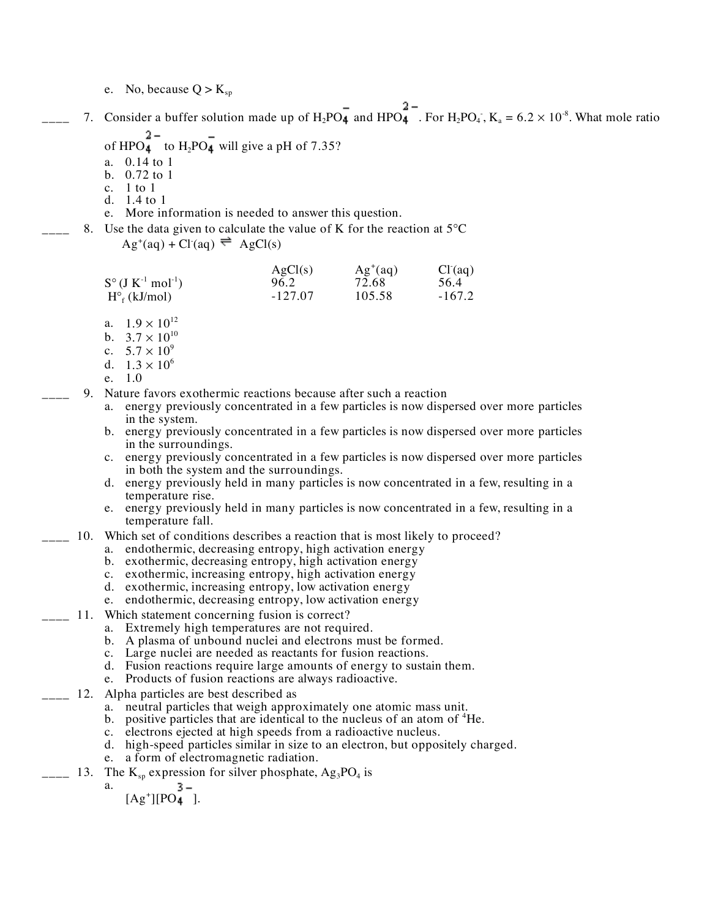e. No, because $Q > K_{sp}$

____ 7. Consider a buffer solution made up of $H_2PO_4^-$ and $HPO_4^{2-}$. For $H_2PO_4^-$, $K_a = 6.2 \times 10^{-8}$. What mole ratio of $HPO_4^{2-}$ to $H_2PO_4^-$ will give a pH of 7.35?

a. 0.14 to 1
b. 0.72 to 1
c. 1 to 1
d. 1.4 to 1
e. More information is needed to answer this question.

____ 8. Use the data given to calculate the value of K for the reaction at 5°C

$Ag^+(aq) + Cl^-(aq) \rightleftharpoons AgCl(s)$

| | $AgCl(s)$ | $Ag^+(aq)$ | $Cl^-(aq)$ |
|---|---|---|---|
| $S°$ ($J\ K^{-1}\ mol^{-1}$) | 96.2 | 72.68 | 56.4 |
| $H°_f$ (kJ/mol) | -127.07 | 105.58 | -167.2 |

a. $1.9 \times 10^{12}$
b. $3.7 \times 10^{10}$
c. $5.7 \times 10^{9}$
d. $1.3 \times 10^{6}$
e. 1.0

____ 9. Nature favors exothermic reactions because after such a reaction

a. energy previously concentrated in a few particles is now dispersed over more particles in the system.
b. energy previously concentrated in a few particles is now dispersed over more particles in the surroundings.
c. energy previously concentrated in a few particles is now dispersed over more particles in both the system and the surroundings.
d. energy previously held in many particles is now concentrated in a few, resulting in a temperature rise.
e. energy previously held in many particles is now concentrated in a few, resulting in a temperature fall.

____ 10. Which set of conditions describes a reaction that is most likely to proceed?

a. endothermic, decreasing entropy, high activation energy
b. exothermic, decreasing entropy, high activation energy
c. exothermic, increasing entropy, high activation energy
d. exothermic, increasing entropy, low activation energy
e. endothermic, decreasing entropy, low activation energy

____ 11. Which statement concerning fusion is correct?

a. Extremely high temperatures are not required.
b. A plasma of unbound nuclei and electrons must be formed.
c. Large nuclei are needed as reactants for fusion reactions.
d. Fusion reactions require large amounts of energy to sustain them.
e. Products of fusion reactions are always radioactive.

____ 12. Alpha particles are best described as

a. neutral particles that weigh approximately one atomic mass unit.
b. positive particles that are identical to the nucleus of an atom of $^4He$.
c. electrons ejected at high speeds from a radioactive nucleus.
d. high-speed particles similar in size to an electron, but oppositely charged.
e. a form of electromagnetic radiation.

____ 13. The $K_{sp}$ expression for silver phosphate, $Ag_3PO_4$ is

a. $[Ag^+][PO_4^{3-}]$.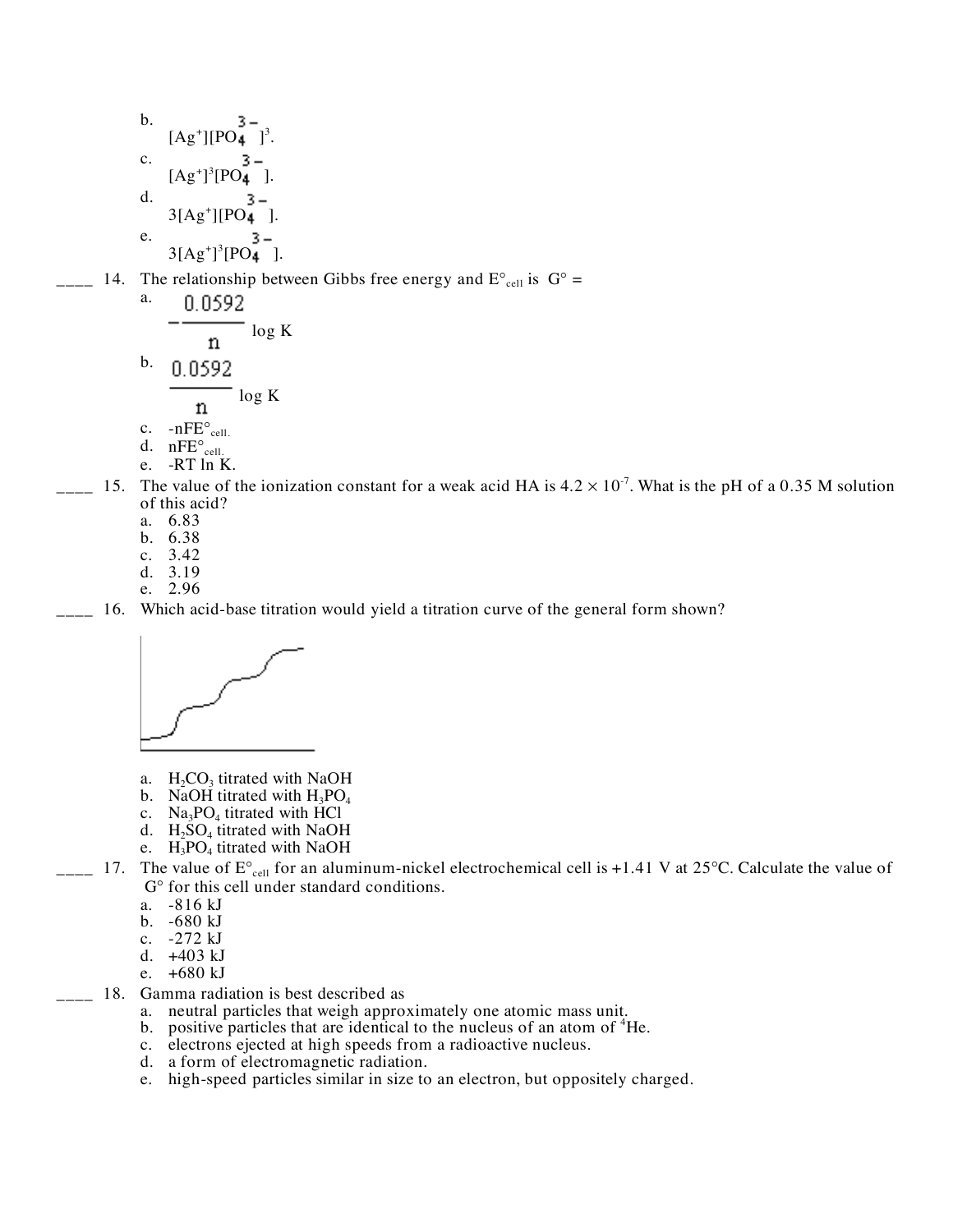b. $[Ag^+][PO_4^{3-}]^3$.

c. $[Ag^+]^3[PO_4^{3-}]$.

d. $3[Ag^+][PO_4^{3-}]$.

e. $3[Ag^+]^3[PO_4^{3-}]$.

____ 14. The relationship between Gibbs free energy and $E°_{cell}$ is $G° =$

a. $-\dfrac{0.0592}{n} \log K$

b. $\dfrac{0.0592}{n} \log K$

c. $-nFE°_{cell.}$

d. $nFE°_{cell.}$

e. $-RT \ln K$.

____ 15. The value of the ionization constant for a weak acid HA is $4.2 \times 10^{-7}$. What is the pH of a 0.35 M solution of this acid?

a. 6.83
b. 6.38
c. 3.42
d. 3.19
e. 2.96

____ 16. Which acid-base titration would yield a titration curve of the general form shown?

a. $H_2CO_3$ titrated with NaOH
b. NaOH titrated with $H_3PO_4$
c. $Na_3PO_4$ titrated with HCl
d. $H_2SO_4$ titrated with NaOH
e. $H_3PO_4$ titrated with NaOH

____ 17. The value of $E°_{cell}$ for an aluminum-nickel electrochemical cell is +1.41 V at 25°C. Calculate the value of $G°$ for this cell under standard conditions.

a. -816 kJ
b. -680 kJ
c. -272 kJ
d. +403 kJ
e. +680 kJ

____ 18. Gamma radiation is best described as

a. neutral particles that weigh approximately one atomic mass unit.
b. positive particles that are identical to the nucleus of an atom of $^4He$.
c. electrons ejected at high speeds from a radioactive nucleus.
d. a form of electromagnetic radiation.
e. high-speed particles similar in size to an electron, but oppositely charged.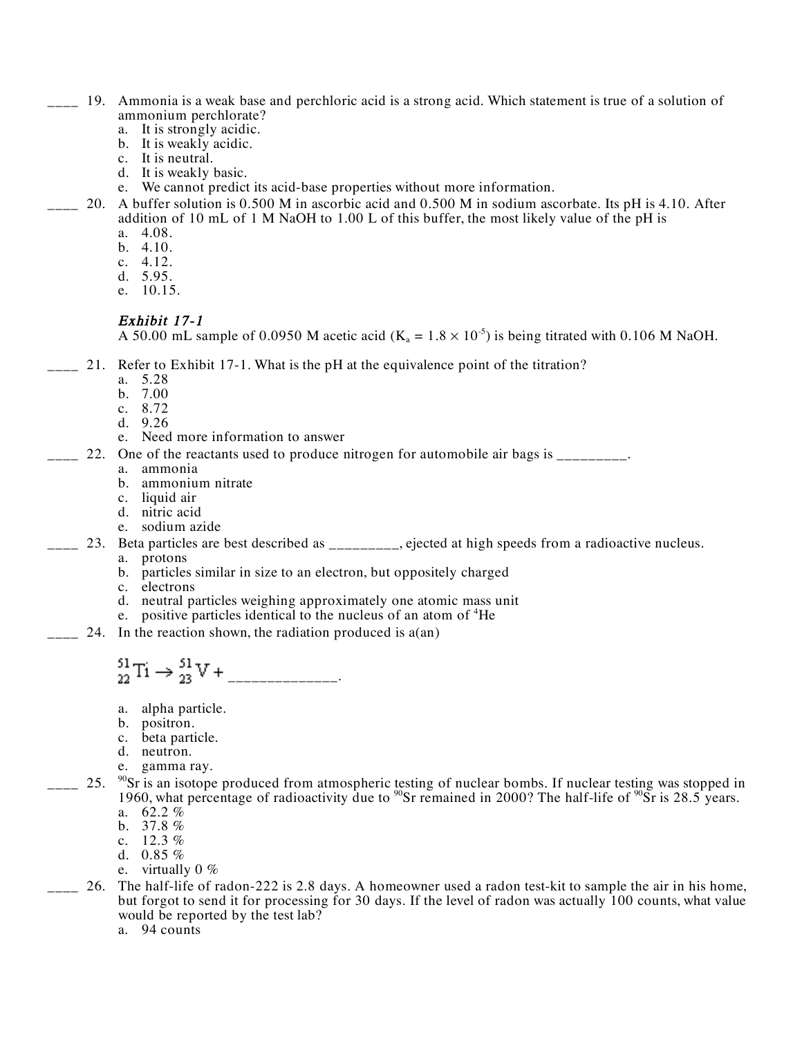____ 19. Ammonia is a weak base and perchloric acid is a strong acid. Which statement is true of a solution of ammonium perchlorate?
  a. It is strongly acidic.
  b. It is weakly acidic.
  c. It is neutral.
  d. It is weakly basic.
  e. We cannot predict its acid-base properties without more information.

____ 20. A buffer solution is 0.500 M in ascorbic acid and 0.500 M in sodium ascorbate. Its pH is 4.10. After addition of 10 mL of 1 M NaOH to 1.00 L of this buffer, the most likely value of the pH is
  a. 4.08.
  b. 4.10.
  c. 4.12.
  d. 5.95.
  e. 10.15.

*Exhibit 17-1*
A 50.00 mL sample of 0.0950 M acetic acid ($K_a = 1.8 \times 10^{-5}$) is being titrated with 0.106 M NaOH.

____ 21. Refer to Exhibit 17-1. What is the pH at the equivalence point of the titration?
  a. 5.28
  b. 7.00
  c. 8.72
  d. 9.26
  e. Need more information to answer

____ 22. One of the reactants used to produce nitrogen for automobile air bags is _________.
  a. ammonia
  b. ammonium nitrate
  c. liquid air
  d. nitric acid
  e. sodium azide

____ 23. Beta particles are best described as _________, ejected at high speeds from a radioactive nucleus.
  a. protons
  b. particles similar in size to an electron, but oppositely charged
  c. electrons
  d. neutral particles weighing approximately one atomic mass unit
  e. positive particles identical to the nucleus of an atom of $^{4}$He

____ 24. In the reaction shown, the radiation produced is a(an)

$$^{51}_{22}\text{Ti} \rightarrow\, ^{51}_{23}\text{V} + \_\_\_\_\_\_\_\_\_\_\_\_\_\_.$$

  a. alpha particle.
  b. positron.
  c. beta particle.
  d. neutron.
  e. gamma ray.

____ 25. $^{90}$Sr is an isotope produced from atmospheric testing of nuclear bombs. If nuclear testing was stopped in 1960, what percentage of radioactivity due to $^{90}$Sr remained in 2000? The half-life of $^{90}$Sr is 28.5 years.
  a. 62.2 %
  b. 37.8 %
  c. 12.3 %
  d. 0.85 %
  e. virtually 0 %

____ 26. The half-life of radon-222 is 2.8 days. A homeowner used a radon test-kit to sample the air in his home, but forgot to send it for processing for 30 days. If the level of radon was actually 100 counts, what value would be reported by the test lab?
  a. 94 counts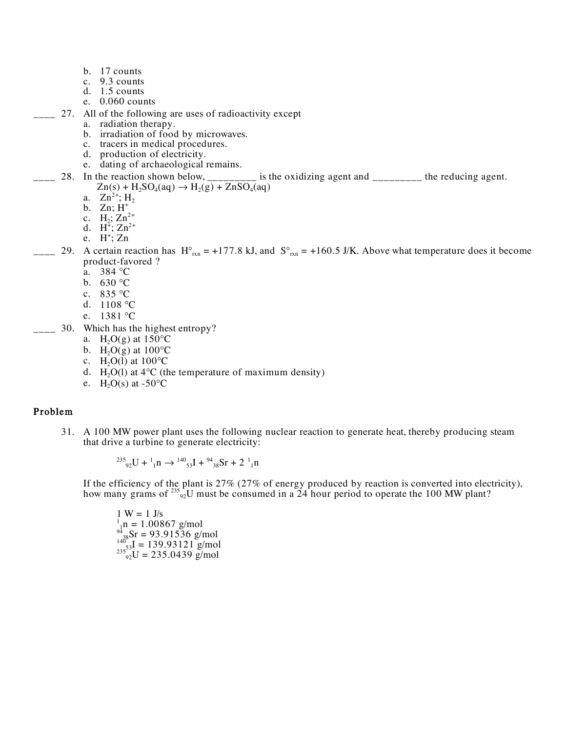b. 17 counts
c. 9.3 counts
d. 1.5 counts
e. 0.060 counts

____ 27. All of the following are uses of radioactivity except
a. radiation therapy.
b. irradiation of food by microwaves.
c. tracers in medical procedures.
d. production of electricity.
e. dating of archaeological remains.

____ 28. In the reaction shown below, _________ is the oxidizing agent and _________ the reducing agent.

$Zn(s) + H_2SO_4(aq) \rightarrow H_2(g) + ZnSO_4(aq)$

a. $Zn^{2+}$; $H_2$
b. Zn; $H^+$
c. $H_2$; $Zn^{2+}$
d. $H^+$; $Zn^{2+}$
e. $H^+$; Zn

____ 29. A certain reaction has $H^\circ_{rxn}$ = +177.8 kJ, and $S^\circ_{rxn}$ = +160.5 J/K. Above what temperature does it become product-favored ?
a. 384 °C
b. 630 °C
c. 835 °C
d. 1108 °C
e. 1381 °C

____ 30. Which has the highest entropy?
a. $H_2O(g)$ at 150°C
b. $H_2O(g)$ at 100°C
c. $H_2O(l)$ at 100°C
d. $H_2O(l)$ at 4°C (the temperature of maximum density)
e. $H_2O(s)$ at -50°C

## Problem

31. A 100 MW power plant uses the following nuclear reaction to generate heat, thereby producing steam that drive a turbine to generate electricity:

$${}^{235}_{92}U + {}^{1}_{1}n \rightarrow {}^{140}_{53}I + {}^{94}_{38}Sr + 2\ {}^{1}_{1}n$$

If the efficiency of the plant is 27% (27% of energy produced by reaction is converted into electricity), how many grams of ${}^{235}_{92}U$ must be consumed in a 24 hour period to operate the 100 MW plant?

1 W = 1 J/s
${}^{1}_{1}n$ = 1.00867 g/mol
${}^{94}_{38}Sr$ = 93.91536 g/mol
${}^{140}_{53}I$ = 139.93121 g/mol
${}^{235}_{92}U$ = 235.0439 g/mol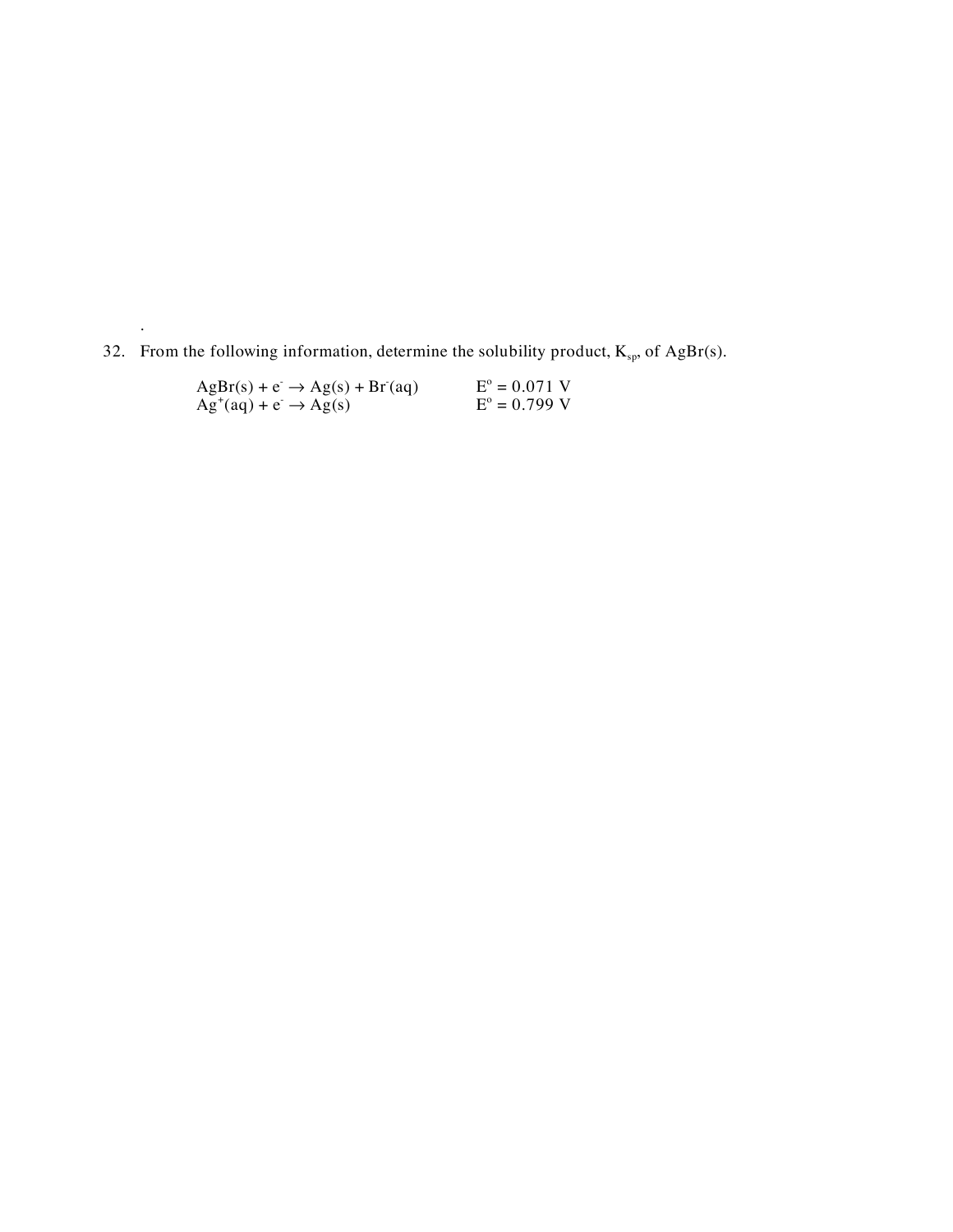.

32. From the following information, determine the solubility product, $K_{sp}$, of AgBr(s).

$$AgBr(s) + e^- \rightarrow Ag(s) + Br^-(aq) \qquad E^o = 0.071 \text{ V}$$
$$Ag^+(aq) + e^- \rightarrow Ag(s) \qquad E^o = 0.799 \text{ V}$$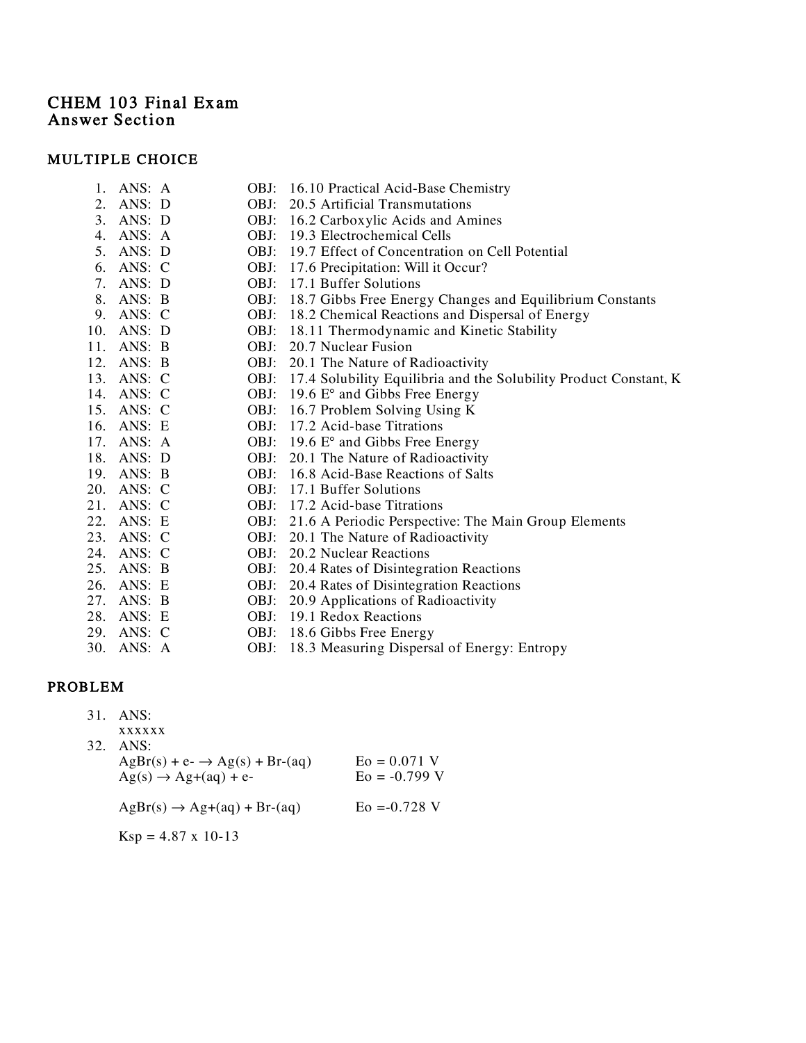# CHEM 103 Final Exam
## Answer Section

### MULTIPLE CHOICE

| | | |
|---|---|---|
| 1. | ANS: A | OBJ: 16.10 Practical Acid-Base Chemistry |
| 2. | ANS: D | OBJ: 20.5 Artificial Transmutations |
| 3. | ANS: D | OBJ: 16.2 Carboxylic Acids and Amines |
| 4. | ANS: A | OBJ: 19.3 Electrochemical Cells |
| 5. | ANS: D | OBJ: 19.7 Effect of Concentration on Cell Potential |
| 6. | ANS: C | OBJ: 17.6 Precipitation: Will it Occur? |
| 7. | ANS: D | OBJ: 17.1 Buffer Solutions |
| 8. | ANS: B | OBJ: 18.7 Gibbs Free Energy Changes and Equilibrium Constants |
| 9. | ANS: C | OBJ: 18.2 Chemical Reactions and Dispersal of Energy |
| 10. | ANS: D | OBJ: 18.11 Thermodynamic and Kinetic Stability |
| 11. | ANS: B | OBJ: 20.7 Nuclear Fusion |
| 12. | ANS: B | OBJ: 20.1 The Nature of Radioactivity |
| 13. | ANS: C | OBJ: 17.4 Solubility Equilibria and the Solubility Product Constant, K |
| 14. | ANS: C | OBJ: 19.6 E° and Gibbs Free Energy |
| 15. | ANS: C | OBJ: 16.7 Problem Solving Using K |
| 16. | ANS: E | OBJ: 17.2 Acid-base Titrations |
| 17. | ANS: A | OBJ: 19.6 E° and Gibbs Free Energy |
| 18. | ANS: D | OBJ: 20.1 The Nature of Radioactivity |
| 19. | ANS: B | OBJ: 16.8 Acid-Base Reactions of Salts |
| 20. | ANS: C | OBJ: 17.1 Buffer Solutions |
| 21. | ANS: C | OBJ: 17.2 Acid-base Titrations |
| 22. | ANS: E | OBJ: 21.6 A Periodic Perspective: The Main Group Elements |
| 23. | ANS: C | OBJ: 20.1 The Nature of Radioactivity |
| 24. | ANS: C | OBJ: 20.2 Nuclear Reactions |
| 25. | ANS: B | OBJ: 20.4 Rates of Disintegration Reactions |
| 26. | ANS: E | OBJ: 20.4 Rates of Disintegration Reactions |
| 27. | ANS: B | OBJ: 20.9 Applications of Radioactivity |
| 28. | ANS: E | OBJ: 19.1 Redox Reactions |
| 29. | ANS: C | OBJ: 18.6 Gibbs Free Energy |
| 30. | ANS: A | OBJ: 18.3 Measuring Dispersal of Energy: Entropy |

### PROBLEM

31. ANS:
xxxxxx

32. ANS:

$AgBr(s) + e^- \rightarrow Ag(s) + Br^-(aq)$ $\quad$ Eo = 0.071 V

$Ag(s) \rightarrow Ag^+(aq) + e^-$ $\quad$ Eo = -0.799 V

$AgBr(s) \rightarrow Ag^+(aq) + Br^-(aq)$ $\quad$ Eo =-0.728 V

$K_{sp} = 4.87 \times 10^{-13}$